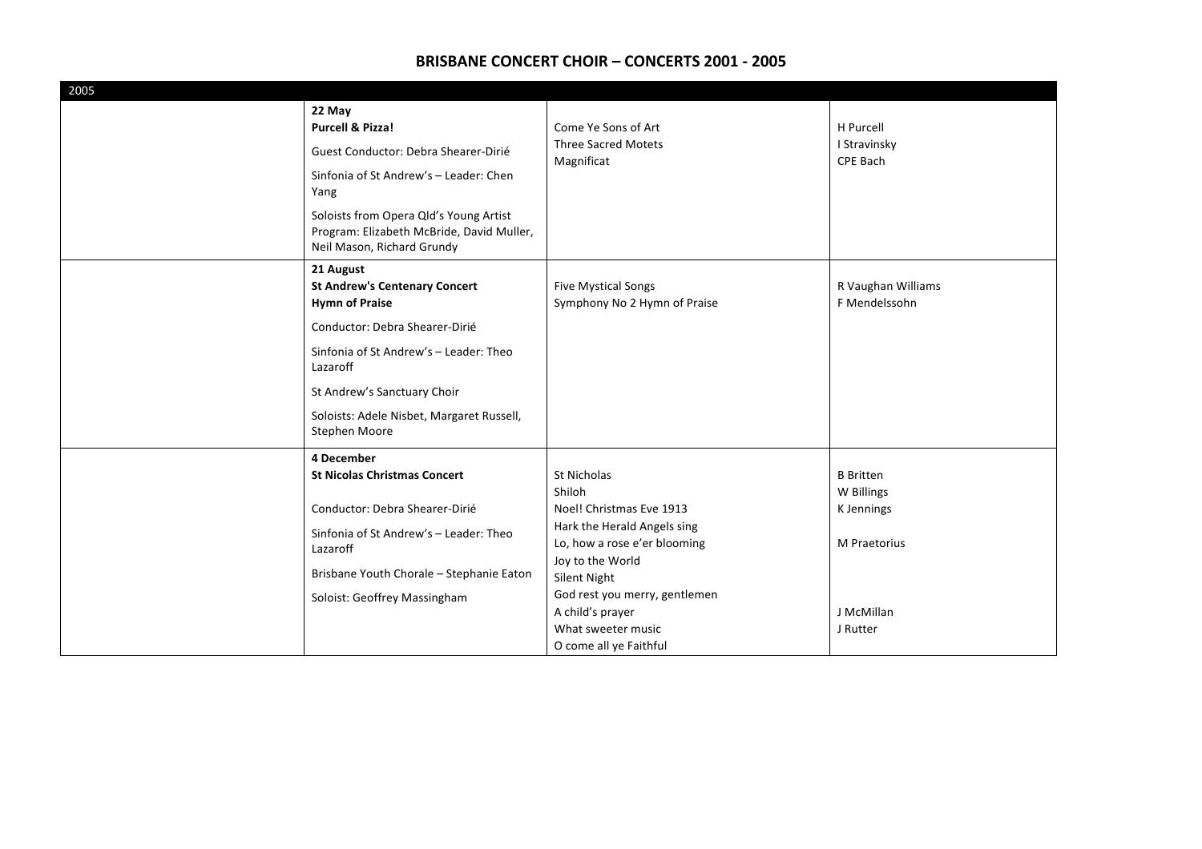# BRISBANE CONCERT CHOIR – CONCERTS 2001 - 2005

| 2005 | | | |
|---|---|---|---|
| | **22 May**<br>**Purcell & Pizza!**<br>Guest Conductor: Debra Shearer-Dirié<br>Sinfonia of St Andrew's – Leader: Chen Yang<br>Soloists from Opera Qld's Young Artist Program: Elizabeth McBride, David Muller, Neil Mason, Richard Grundy | Come Ye Sons of Art<br>Three Sacred Motets<br>Magnificat | H Purcell<br>I Stravinsky<br>CPE Bach |
| | **21 August**<br>**St Andrew's Centenary Concert**<br>**Hymn of Praise**<br>Conductor: Debra Shearer-Dirié<br>Sinfonia of St Andrew's – Leader: Theo Lazaroff<br>St Andrew's Sanctuary Choir<br>Soloists: Adele Nisbet, Margaret Russell, Stephen Moore | Five Mystical Songs<br>Symphony No 2 Hymn of Praise | R Vaughan Williams<br>F Mendelssohn |
| | **4 December**<br>**St Nicolas Christmas Concert**<br>Conductor: Debra Shearer-Dirié<br>Sinfonia of St Andrew's – Leader: Theo Lazaroff<br>Brisbane Youth Chorale – Stephanie Eaton<br>Soloist: Geoffrey Massingham | St Nicholas<br>Shiloh<br>Noel! Christmas Eve 1913<br>Hark the Herald Angels sing<br>Lo, how a rose e'er blooming<br>Joy to the World<br>Silent Night<br>God rest you merry, gentlemen<br>A child's prayer<br>What sweeter music<br>O come all ye Faithful | B Britten<br>W Billings<br>K Jennings<br><br>M Praetorius<br><br><br><br>J McMillan<br>J Rutter |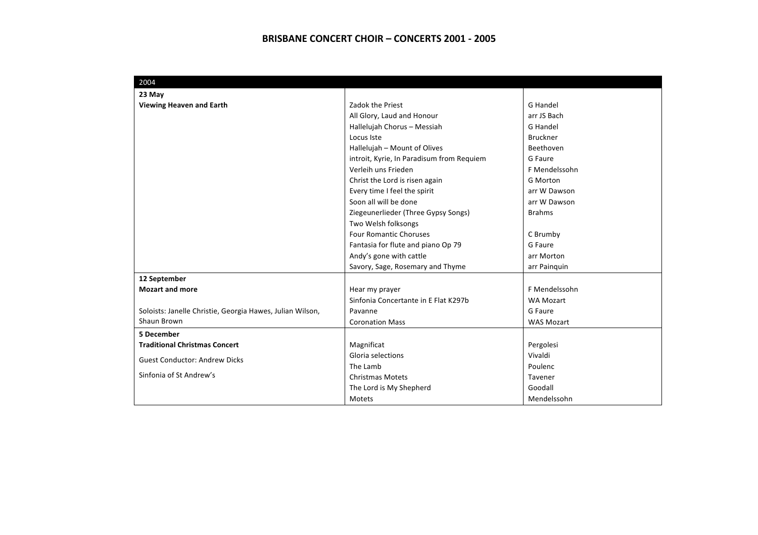# BRISBANE CONCERT CHOIR – CONCERTS 2001 - 2005

| 2004 | | |
|---|---|---|
| **23 May** | | |
| **Viewing Heaven and Earth** | Zadok the Priest | G Handel |
| | All Glory, Laud and Honour | arr JS Bach |
| | Hallelujah Chorus – Messiah | G Handel |
| | Locus Iste | Bruckner |
| | Hallelujah – Mount of Olives | Beethoven |
| | introit, Kyrie, In Paradisum from Requiem | G Faure |
| | Verleih uns Frieden | F Mendelssohn |
| | Christ the Lord is risen again | G Morton |
| | Every time I feel the spirit | arr W Dawson |
| | Soon all will be done | arr W Dawson |
| | Ziegeunerlieder (Three Gypsy Songs) | Brahms |
| | Two Welsh folksongs | |
| | Four Romantic Choruses | C Brumby |
| | Fantasia for flute and piano Op 79 | G Faure |
| | Andy's gone with cattle | arr Morton |
| | Savory, Sage, Rosemary and Thyme | arr Painquin |
| **12 September** | | |
| **Mozart and more** | Hear my prayer | F Mendelssohn |
| | Sinfonia Concertante in E Flat K297b | WA Mozart |
| Soloists: Janelle Christie, Georgia Hawes, Julian Wilson, Shaun Brown | Pavanne | G Faure |
| | Coronation Mass | WAS Mozart |
| **5 December** | | |
| **Traditional Christmas Concert** | Magnificat | Pergolesi |
| Guest Conductor: Andrew Dicks | Gloria selections | Vivaldi |
| | The Lamb | Poulenc |
| Sinfonia of St Andrew's | Christmas Motets | Tavener |
| | The Lord is My Shepherd | Goodall |
| | Motets | Mendelssohn |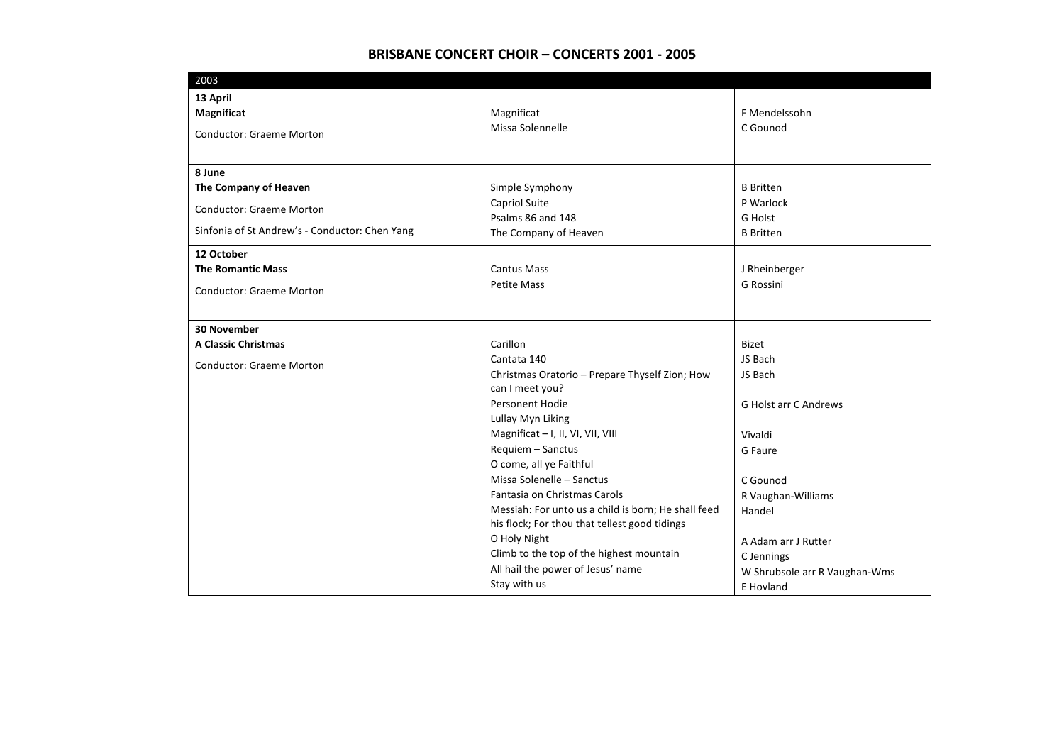# BRISBANE CONCERT CHOIR – CONCERTS 2001 - 2005

| 2003 | | |
|---|---|---|
| **13 April**<br>**Magnificat**<br>Conductor: Graeme Morton | Magnificat | F Mendelssohn |
| | Missa Solennelle | C Gounod |
| **8 June**<br>**The Company of Heaven**<br>Conductor: Graeme Morton<br>Sinfonia of St Andrew's - Conductor: Chen Yang | Simple Symphony | B Britten |
| | Capriol Suite | P Warlock |
| | Psalms 86 and 148 | G Holst |
| | The Company of Heaven | B Britten |
| **12 October**<br>**The Romantic Mass**<br>Conductor: Graeme Morton | Cantus Mass | J Rheinberger |
| | Petite Mass | G Rossini |
| **30 November**<br>**A Classic Christmas**<br>Conductor: Graeme Morton | Carillon | Bizet |
| | Cantata 140 | JS Bach |
| | Christmas Oratorio – Prepare Thyself Zion; How can I meet you? | JS Bach |
| | Personent Hodie | G Holst arr C Andrews |
| | Lullay Myn Liking | |
| | Magnificat – I, II, VI, VII, VIII | Vivaldi |
| | Requiem – Sanctus | G Faure |
| | O come, all ye Faithful | |
| | Missa Solenelle – Sanctus | C Gounod |
| | Fantasia on Christmas Carols | R Vaughan-Williams |
| | Messiah: For unto us a child is born; He shall feed his flock; For thou that tellest good tidings | Handel |
| | O Holy Night | A Adam arr J Rutter |
| | Climb to the top of the highest mountain | C Jennings |
| | All hail the power of Jesus' name | W Shrubsole arr R Vaughan-Wms |
| | Stay with us | E Hovland |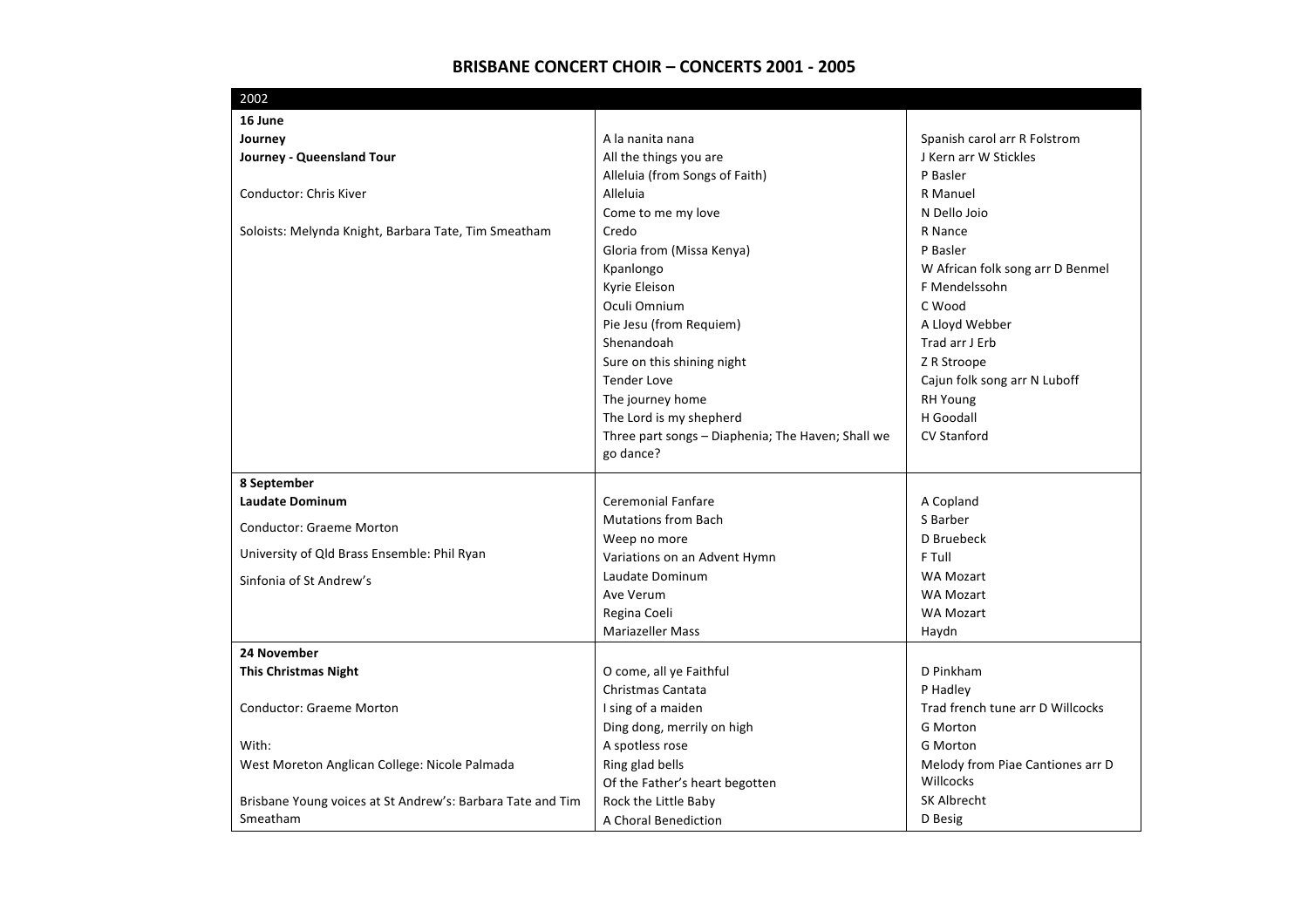# BRISBANE CONCERT CHOIR – CONCERTS 2001 - 2005

| 2002 | | |
|---|---|---|
| **16 June**<br>**Journey**<br>**Journey - Queensland Tour**<br><br>Conductor: Chris Kiver<br><br>Soloists: Melynda Knight, Barbara Tate, Tim Smeatham | A la nanita nana<br>All the things you are<br>Alleluia (from Songs of Faith)<br>Alleluia<br>Come to me my love<br>Credo<br>Gloria from (Missa Kenya)<br>Kpanlongo<br>Kyrie Eleison<br>Oculi Omnium<br>Pie Jesu (from Requiem)<br>Shenandoah<br>Sure on this shining night<br>Tender Love<br>The journey home<br>The Lord is my shepherd<br>Three part songs – Diaphenia; The Haven; Shall we go dance? | Spanish carol arr R Folstrom<br>J Kern arr W Stickles<br>P Basler<br>R Manuel<br>N Dello Joio<br>R Nance<br>P Basler<br>W African folk song arr D Benmel<br>F Mendelssohn<br>C Wood<br>A Lloyd Webber<br>Trad arr J Erb<br>Z R Stroope<br>Cajun folk song arr N Luboff<br>RH Young<br>H Goodall<br>CV Stanford |
| **8 September**<br>**Laudate Dominum**<br>Conductor: Graeme Morton<br>University of Qld Brass Ensemble: Phil Ryan<br>Sinfonia of St Andrew's | Ceremonial Fanfare<br>Mutations from Bach<br>Weep no more<br>Variations on an Advent Hymn<br>Laudate Dominum<br>Ave Verum<br>Regina Coeli<br>Mariazeller Mass | A Copland<br>S Barber<br>D Bruebeck<br>F Tull<br>WA Mozart<br>WA Mozart<br>WA Mozart<br>Haydn |
| **24 November**<br>**This Christmas Night**<br><br>Conductor: Graeme Morton<br><br>With:<br>West Moreton Anglican College: Nicole Palmada<br><br>Brisbane Young voices at St Andrew's: Barbara Tate and Tim Smeatham | O come, all ye Faithful<br>Christmas Cantata<br>I sing of a maiden<br>Ding dong, merrily on high<br>A spotless rose<br>Ring glad bells<br>Of the Father's heart begotten<br>Rock the Little Baby<br>A Choral Benediction | D Pinkham<br>P Hadley<br>Trad french tune arr D Willcocks<br>G Morton<br>G Morton<br>Melody from Piae Cantiones arr D Willcocks<br>SK Albrecht<br>D Besig |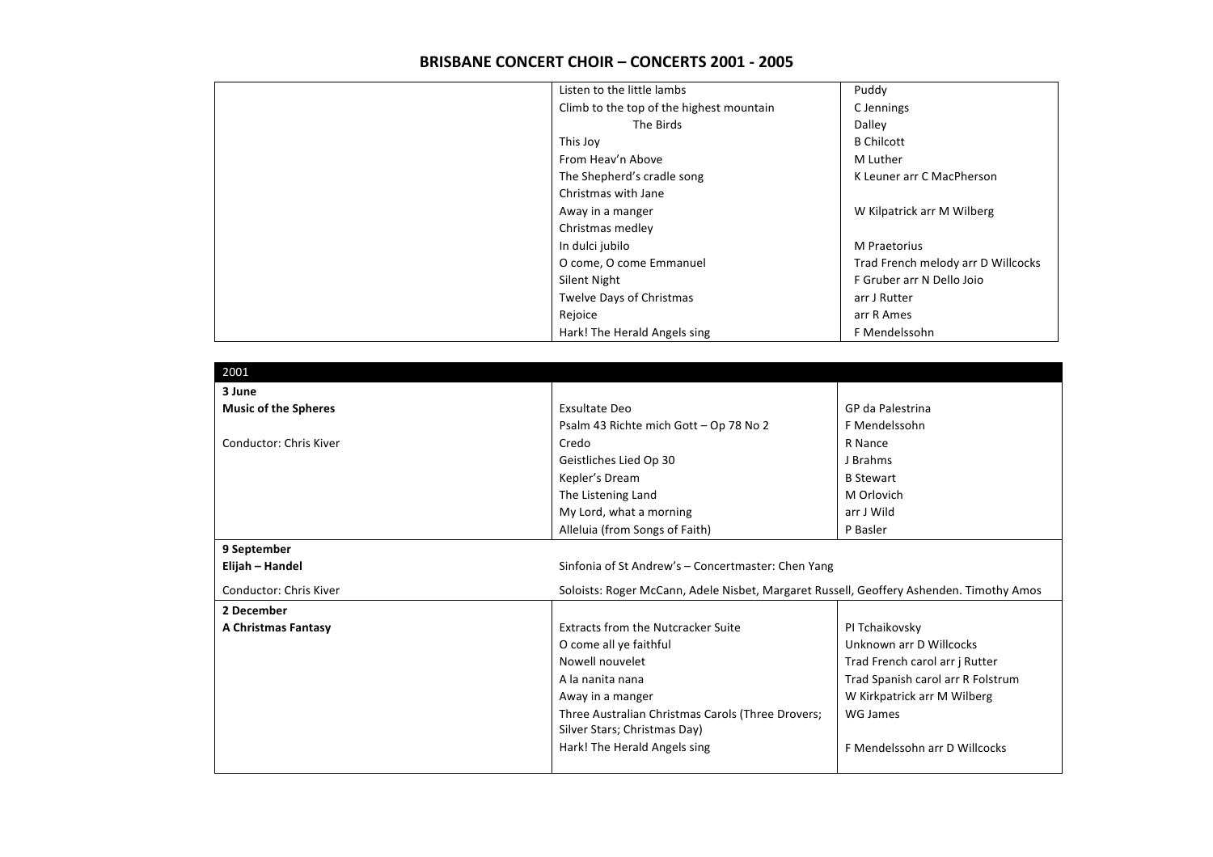# BRISBANE CONCERT CHOIR – CONCERTS 2001 - 2005

| | | |
|---|---|---|
| | Listen to the little lambs | Puddy |
| | Climb to the top of the highest mountain | C Jennings |
| | The Birds | Dalley |
| | This Joy | B Chilcott |
| | From Heav'n Above | M Luther |
| | The Shepherd's cradle song | K Leuner arr C MacPherson |
| | Christmas with Jane | |
| | Away in a manger | W Kilpatrick arr M Wilberg |
| | Christmas medley | |
| | In dulci jubilo | M Praetorius |
| | O come, O come Emmanuel | Trad French melody arr D Willcocks |
| | Silent Night | F Gruber arr N Dello Joio |
| | Twelve Days of Christmas | arr J Rutter |
| | Rejoice | arr R Ames |
| | Hark! The Herald Angels sing | F Mendelssohn |

| 2001 | | |
|---|---|---|
| **3 June** | | |
| **Music of the Spheres** | Exsultate Deo | GP da Palestrina |
| | Psalm 43 Richte mich Gott – Op 78 No 2 | F Mendelssohn |
| Conductor: Chris Kiver | Credo | R Nance |
| | Geistliches Lied Op 30 | J Brahms |
| | Kepler's Dream | B Stewart |
| | The Listening Land | M Orlovich |
| | My Lord, what a morning | arr J Wild |
| | Alleluia (from Songs of Faith) | P Basler |
| **9 September** | | |
| **Elijah – Handel** | Sinfonia of St Andrew's – Concertmaster: Chen Yang | |
| Conductor: Chris Kiver | Soloists: Roger McCann, Adele Nisbet, Margaret Russell, Geoffrey Ashenden. Timothy Amos | |
| **2 December** | | |
| **A Christmas Fantasy** | Extracts from the Nutcracker Suite | PI Tchaikovsky |
| | O come all ye faithful | Unknown arr D Willcocks |
| | Nowell nouvelet | Trad French carol arr j Rutter |
| | A la nanita nana | Trad Spanish carol arr R Folstrum |
| | Away in a manger | W Kirkpatrick arr M Wilberg |
| | Three Australian Christmas Carols (Three Drovers; Silver Stars; Christmas Day) | WG James |
| | Hark! The Herald Angels sing | F Mendelssohn arr D Willcocks |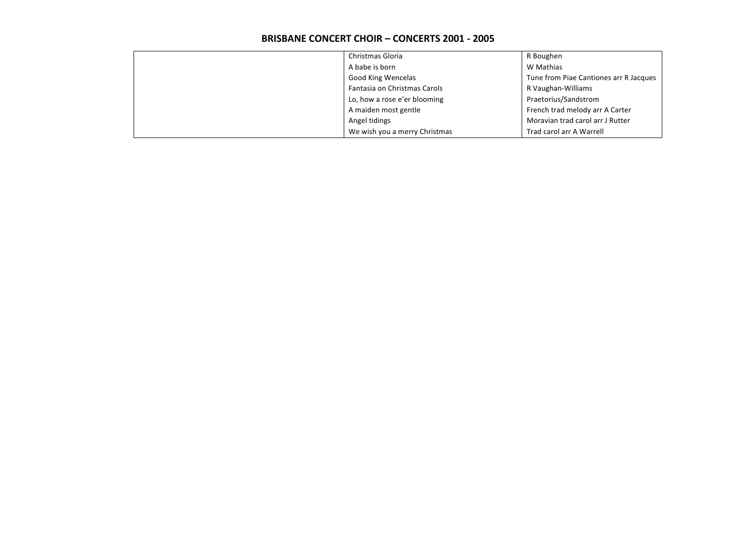# BRISBANE CONCERT CHOIR – CONCERTS 2001 - 2005

| | | |
|---|---|---|
| | Christmas Gloria | R Boughen |
| | A babe is born | W Mathias |
| | Good King Wencelas | Tune from Piae Cantiones arr R Jacques |
| | Fantasia on Christmas Carols | R Vaughan-Williams |
| | Lo, how a rose e'er blooming | Praetorius/Sandstrom |
| | A maiden most gentle | French trad melody arr A Carter |
| | Angel tidings | Moravian trad carol arr J Rutter |
| | We wish you a merry Christmas | Trad carol arr A Warrell |